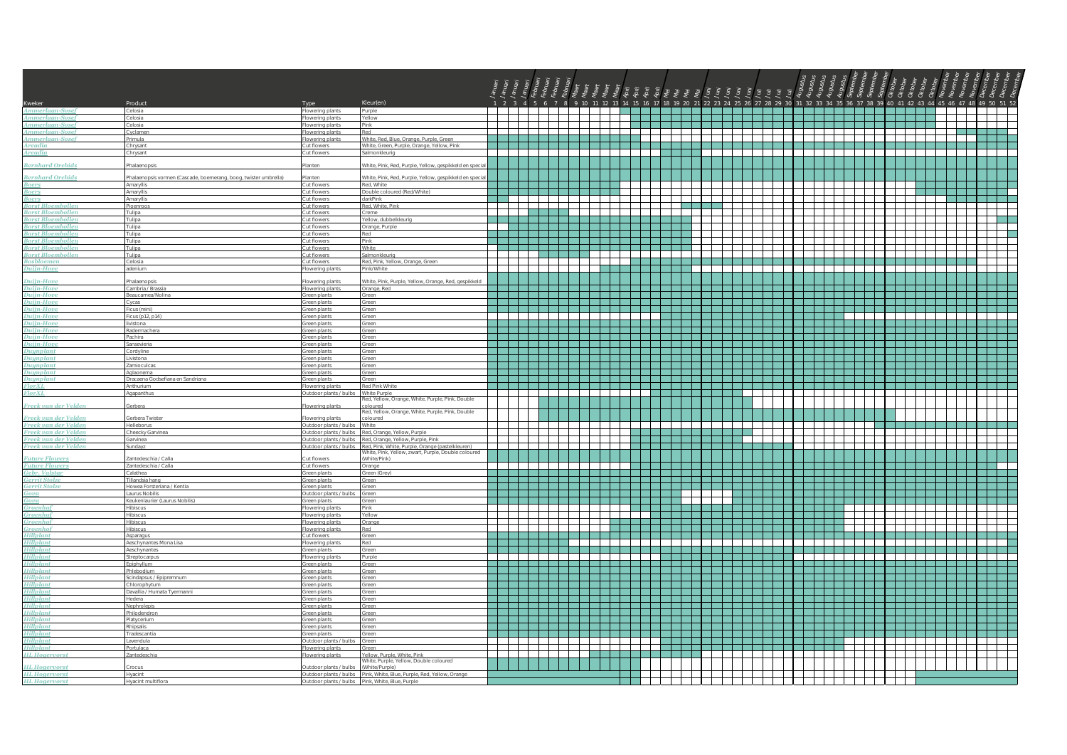| Kweker | Product | Type | Kleur(en) |
|---|---|---|---|
| Ammerlaan-Sosef | Celosia | Flowering plants | Purple |
| Ammerlaan-Sosef | Celosia | Flowering plants | Yellow |
| Ammerlaan-Sosef | Celosia | Flowering plants | Pink |
| Ammerlaan-Sosef | Cyclamen | Flowering plants | Red |
| Ammerlaan-Sosef | Primula | Flowering plants | White, Red, Blue, Orange, Purple, Green |
| Arcadia | Chrysant | Cut flowers | White, Green, Purple, Orange, Yellow, Pink |
| Arcadia | Chrysant | Cut flowers | Salmonkleurig |
| Bernhard Orchids | Phalaenopsis | Planten | White, Pink, Red, Purple, Yellow, gespikkeld en special |
| Bernhard Orchids | Phalaenopsis vormen (Cascade, boemerang, boog, twister umbrella) | Planten | White, Pink, Red, Purple, Yellow, gespikkeld en special |
| Boers | Amaryllis | Cut flowers | Red, White |
| Boers | Amaryllis | Cut flowers | Double coloured (Red/White) |
| Boers | Amaryllis | Cut flowers | darkPink |
| Borst Bloembollen | Pioenroos | Cut flowers | Red, White, Pink |
| Borst Bloembollen | Tulipa | Cut flowers | Creme |
| Borst Bloembollen | Tulipa | Cut flowers | Yellow, dubbelkleurig |
| Borst Bloembollen | Tulipa | Cut flowers | Orange, Purple |
| Borst Bloembollen | Tulipa | Cut flowers | Red |
| Borst Bloembollen | Tulipa | Cut flowers | Pink |
| Borst Bloembollen | Tulipa | Cut flowers | White |
| Borst Bloembollen | Tulipa | Cut flowers | Salmonkleurig |
| Bosbloemen | Celosia | Cut flowers | Red, Pink, Yellow, Orange, Green |
| Duijn-Hove | adenium | Flowering plants | Pink/White |
| Duijn-Hove | Phalaenopsis | Flowering plants | White, Pink, Purple, Yellow, Orange, Red, gespikkeld |
| Duijn-Hove | Cambria / Brassia | Flowering plants | Orange, Red |
| Duijn-Hove | Beaucarnea/Nolina | Green plants | Green |
| Duijn-Hove | Cycas | Green plants | Green |
| Duijn-Hove | Ficus (mini) | Green plants | Green |
| Duijn-Hove | Ficus (p12, p14) | Green plants | Green |
| Duijn-Hove | livistona | Green plants | Green |
| Duijn-Hove | Radermachera | Green plants | Green |
| Duijn-Hove | Pachira | Green plants | Green |
| Duijn-Hove | Sansevieria | Green plants | Green |
| Duynplant | Cordyline | Green plants | Green |
| Duynplant | Livistona | Green plants | Green |
| Duynplant | Zamioculcas | Green plants | Green |
| Duynplant | Aglaonema | Green plants | Green |
| Duynplant | Dracaena Godseffiana en Sandriana | Green plants | Green |
| FlorXL | Anthurium | Flowering plants | Red Pink White |
| FlorXL | Agapanthus | Outdoor plants / bulbs | White Purple |
| Freek van der Velden | Gerbera | Flowering plants | Red, Yellow, Orange, White, Purple, Pink, Double coloured |
| Freek van der Velden | Gerbera Twister | Flowering plants | Red, Yellow, Orange, White, Purple, Pink, Double coloured |
| Freek van der Velden | Helleborus | Outdoor plants / bulbs | White |
| Freek van der Velden | Cheecky Garvinea | Outdoor plants / bulbs | Red, Orange, Yellow, Purple |
| Freek van der Velden | Garvinea | Outdoor plants / bulbs | Red, Orange, Yellow, Purple, Pink |
| Freek van der Velden | Sundayz | Outdoor plants / bulbs | Red, Pink, White, Purple, Orange (pastelkleuren) |
| Future Flowers | Zantedeschia / Calla | Cut flowers | White, Pink, Yellow, zwart, Purple, Double coloured (White/Pink) |
| Future Flowers | Zantedeschia / Calla | Cut flowers | Orange |
| Gebr. Valstar | Calathea | Green plants | Green (Grey) |
| Gerrit Stolze | Tillandsia hang | Green plants | Green |
| Gerrit Stolze | Howea Forsteriana / Kentia | Green plants | Green |
| Gova | Laurus Nobilis | Outdoor plants / bulbs | Green |
| Gova | Keukenlaurier (Laurus Nobilis) | Green plants | Green |
| Groenhof | Hibiscus | Flowering plants | Pink |
| Groenhof | Hibiscus | Flowering plants | Yellow |
| Groenhof | Hibiscus | Flowering plants | Orange |
| Groenhof | Hibiscus | Flowering plants | Red |
| Hillplant | Asparagus | Cut flowers | Green |
| Hillplant | Aeschynantes Mona Lisa | Flowering plants | Red |
| Hillplant | Aeschynantes | Green plants | Green |
| Hillplant | Streptocarpus | Flowering plants | Purple |
| Hillplant | Epiphyllum | Green plants | Green |
| Hillplant | Phlebodium | Green plants | Green |
| Hillplant | Scindapsus / Epipremnum | Green plants | Green |
| Hillplant | Chlorophytum | Green plants | Green |
| Hillplant | Davallia / Humata Tyermanni | Green plants | Green |
| Hillplant | Hedera | Green plants | Green |
| Hillplant | Nephrolepis | Green plants | Green |
| Hillplant | Philodendron | Green plants | Green |
| Hillplant | Platycerium | Green plants | Green |
| Hillplant | Rhipsalis | Green plants | Green |
| Hillplant | Tradescantia | Green plants | Green |
| Hillplant | Lavendula | Outdoor plants / bulbs | Green |
| Hillplant | Portulaca | Flowering plants | Green |
| Hl. Hogervorst | Zantedeschia | Flowering plants | Yellow, Purple, White, Pink |
| Hl. Hogervorst | Crocus | Outdoor plants / bulbs | White, Purple, Yellow, Double coloured (White/Purple) |
| Hl. Hogervorst | Hyacint | Outdoor plants / bulbs | Pink, White, Blue, Purple, Red, Yellow, Orange |
| Hl. Hogervorst | Hyacint multiflora | Outdoor plants / bulbs | Pink, White, Blue, Purple |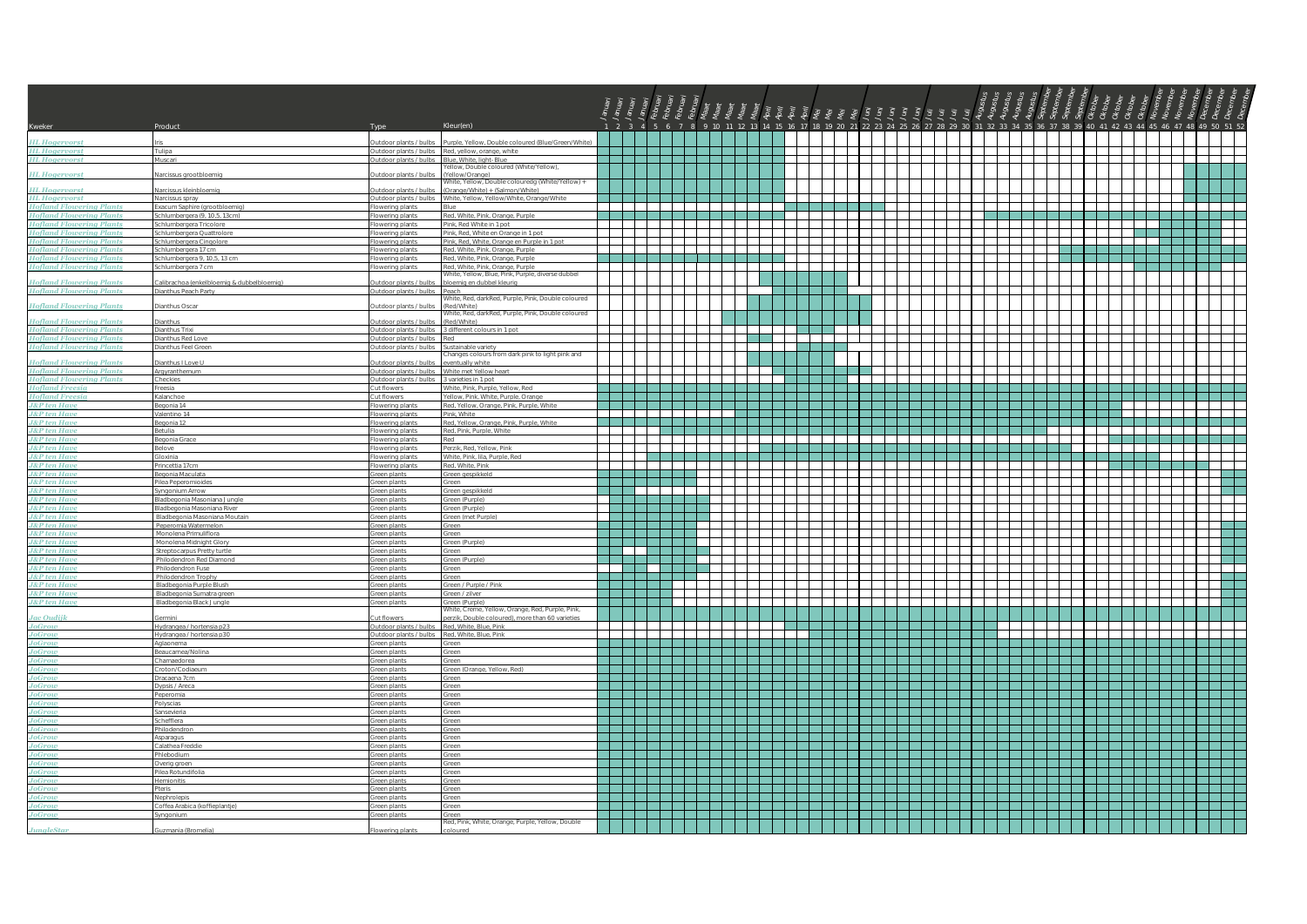| Kweker | Product | Type | Kleur(en) |
|---|---|---|---|
| HL Hogervorst | Iris | Outdoor plants / bulbs | Purple, Yellow, Double coloured (Blue/Green/White) |
| HL Hogervorst | Tulipa | Outdoor plants / bulbs | Red, yellow, orange, white |
| HL Hogervorst | Muscari | Outdoor plants / bulbs | Blue, White, light- Blue |
| HL Hogervorst | Narcissus grootbloemig | Outdoor plants / bulbs | Yellow, Double coloured (White/Yellow), (Yellow/Orange) |
| HL Hogervorst | Narcissus kleinbloemig | Outdoor plants / bulbs | White, Yellow, Double colouredg (White/Yellow) + (Orange/White) + (Salmon/White) |
| HL Hogervorst | Narcissus spray | Outdoor plants / bulbs | White, Yellow, Yellow/White, Orange/White |
| Hofland Flowering Plants | Exacum Saphire (grootbloemig) | Flowering plants | Blue |
| Hofland Flowering Plants | Schlumbergera (9, 10,5, 13cm) | Flowering plants | Red, White, Pink, Orange, Purple |
| Hofland Flowering Plants | Schlumbergera Tricolore | Flowering plants | Pink, Red White in 1 pot |
| Hofland Flowering Plants | Schlumbergera Quattrolore | Flowering plants | Pink, Red, White en Orange in 1 pot |
| Hofland Flowering Plants | Schlumbergera Cinqolore | Flowering plants | Pink, Red, White, Orange en Purple in 1 pot |
| Hofland Flowering Plants | Schlumbergera 17 cm | Flowering plants | Red, White, Pink, Orange, Purple |
| Hofland Flowering Plants | Schlumbergera 9, 10,5, 13 cm | Flowering plants | Red, White, Pink, Orange, Purple |
| Hofland Flowering Plants | Schlumbergera 7 cm | Flowering plants | Red, White, Pink, Orange, Purple |
| Hofland Flowering Plants | Calibrachoa (enkelbloemig & dubbelbloemig) | Outdoor plants / bulbs | White, Yellow, Blue, Pink, Purple, diverse dubbel bloemig en dubbel kleurig |
| Hofland Flowering Plants | Dianthus Peach Party | Outdoor plants / bulbs | Peach |
| Hofland Flowering Plants | Dianthus Oscar | Outdoor plants / bulbs | White, Red, darkRed, Purple, Pink, Double coloured (Red/White) |
| Hofland Flowering Plants | Dianthus | Outdoor plants / bulbs | White, Red, darkRed, Purple, Pink, Double coloured (Red/White) |
| Hofland Flowering Plants | Dianthus Trixi | Outdoor plants / bulbs | 3 different colours in 1 pot |
| Hofland Flowering Plants | Dianthus Red Love | Outdoor plants / bulbs | Red |
| Hofland Flowering Plants | Dianthus Feel Green | Outdoor plants / bulbs | Sustainable variety |
| Hofland Flowering Plants | Dianthus I Love U | Outdoor plants / bulbs | Changes colours from dark pink to light pink and eventually white |
| Hofland Flowering Plants | Argyranthemum | Outdoor plants / bulbs | White met Yellow heart |
| Hofland Flowering Plants | Checkies | Outdoor plants / bulbs | 3 varieties in 1 pot |
| Hofland Freesia | Freesia | Cut flowers | White, Pink, Purple, Yellow, Red |
| Hofland Freesia | Kalanchoe | Cut flowers | Yellow, Pink, White, Purple, Orange |
| J&P ten Have | Begonia 14 | Flowering plants | Red, Yellow, Orange, Pink, Purple, White |
| J&P ten Have | Valentino 14 | Flowering plants | Pink, White |
| J&P ten Have | Begonia 12 | Flowering plants | Red, Yellow, Orange, Pink, Purple, White |
| J&P ten Have | Betulia | Flowering plants | Red, Pink, Purple, White |
| J&P ten Have | Begonia Grace | Flowering plants | Red |
| J&P ten Have | Belove | Flowering plants | Perzik, Red, Yellow, Pink |
| J&P ten Have | Gloxinia | Flowering plants | White, Pink, lila, Purple, Red |
| J&P ten Have | Princettia 17cm | Flowering plants | Red, White, Pink |
| J&P ten Have | Begonia Maculata | Green plants | Green gespikkeld |
| J&P ten Have | Pilea Peperomioides | Green plants | Green |
| J&P ten Have | Syngonium Arrow | Green plants | Green gespikkeld |
| J&P ten Have | Bladbegonia Masoniana Jungle | Green plants | Green (Purple) |
| J&P ten Have | Bladbegonia Masoniana River | Green plants | Green (Purple) |
| J&P ten Have | Bladbegonia Masoniana Moutain | Green plants | Green (met Purple) |
| J&P ten Have | Peperomia Watermelon | Green plants | Green |
| J&P ten Have | Monolena Primuliflora | Green plants | Green |
| J&P ten Have | Monolena Midnight Glory | Green plants | Green (Purple) |
| J&P ten Have | Streptocarpus Pretty turtle | Green plants | Green |
| J&P ten Have | Philodendron Red Diamond | Green plants | Green (Purple) |
| J&P ten Have | Philodendron Fuse | Green plants | Green |
| J&P ten Have | Philodendron Trophy | Green plants | Green |
| J&P ten Have | Bladbegonia Purple Blush | Green plants | Green / Purple / Pink |
| J&P ten Have | Bladbegonia Sumatra green | Green plants | Green / zilver |
| J&P ten Have | Bladbegonia Black Jungle | Green plants | Green (Purple) |
| Jac Oudijk | Germini | Cut flowers | White, Creme, Yellow, Orange, Red, Purple, Pink, perzik, Double coloured), more than 60 varieties |
| JoGrow | Hydrangea / hortensia p23 | Outdoor plants / bulbs | Red, White, Blue, Pink |
| JoGrow | Hydrangea / hortensia p30 | Outdoor plants / bulbs | Red, White, Blue, Pink |
| JoGrow | Aglaonema | Green plants | Green |
| JoGrow | Beaucarnea/Nolina | Green plants | Green |
| JoGrow | Chamaedorea | Green plants | Green |
| JoGrow | Croton/Codiaeum | Green plants | Green (Orange, Yellow, Red) |
| JoGrow | Dracaena 7cm | Green plants | Green |
| JoGrow | Dypsis / Areca | Green plants | Green |
| JoGrow | Peperomia | Green plants | Green |
| JoGrow | Polyscias | Green plants | Green |
| JoGrow | Sansevieria | Green plants | Green |
| JoGrow | Schefflera | Green plants | Green |
| JoGrow | Philodendron | Green plants | Green |
| JoGrow | Asparagus | Green plants | Green |
| JoGrow | Calathea Freddie | Green plants | Green |
| JoGrow | Phlebodium | Green plants | Green |
| JoGrow | Overig groen | Green plants | Green |
| JoGrow | Pilea Rotundifolia | Green plants | Green |
| JoGrow | Hemionitis | Green plants | Green |
| JoGrow | Pteris | Green plants | Green |
| JoGrow | Nephrolepis | Green plants | Green |
| JoGrow | Coffea Arabica (koffieplantje) | Green plants | Green |
| JoGrow | Syngonium | Green plants | Green |
| JungleStar | Guzmania (Bromelia) | Flowering plants | Red, Pink, White, Orange, Purple, Yellow, Double coloured |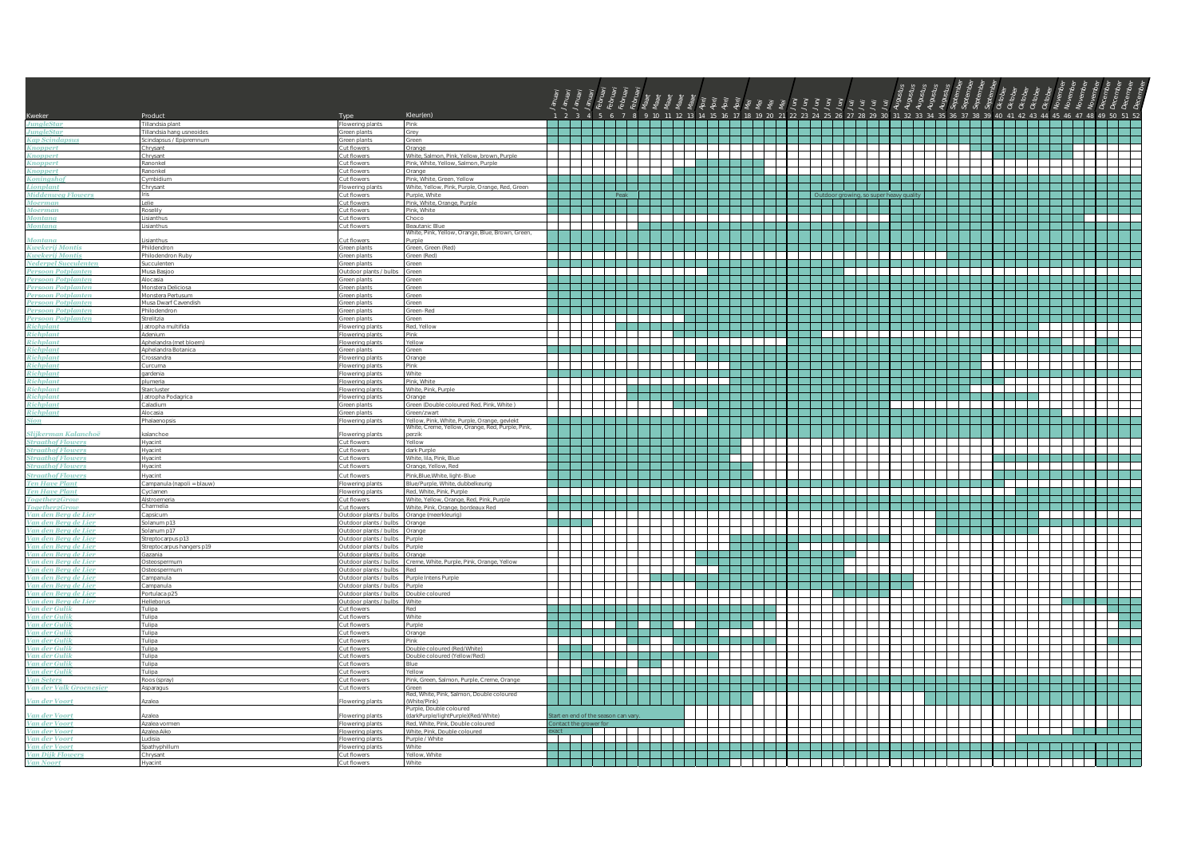| Kweker | Product | Type | Kleur(en) |
|---|---|---|---|
| JungleStar | Tillandsia plant | Flowering plants | Pink |
| JungleStar | Tillandsia hang usneoides | Green plants | Grey |
| Kap Scindapsus | Scindapsus / Epipremnum | Green plants | Green |
| Knoppert | Chrysant | Cut flowers | Orange |
| Knoppert | Chrysant | Cut flowers | White, Salmon, Pink, Yellow, brown, Purple |
| Knoppert | Ranonkel | Cut flowers | Pink, White, Yellow, Salmon, Purple |
| Knoppert | Ranonkel | Cut flowers | Orange |
| Koningshof | Cymbidium | Cut flowers | Pink, White, Green, Yellow |
| Lionplant | Chrysant | Flowering plants | White, Yellow, Pink, Purple, Orange, Red, Green |
| Middenweg Flowers | Iris | Cut flowers | Purple, White |
| Moerman | Lelie | Cut flowers | Pink, White, Orange, Purple |
| Moerman | Roselily | Cut flowers | Pink, White |
| Montana | Lisianthus | Cut flowers | Choco |
| Montana | Lisianthus | Cut flowers | Beautanic Blue |
| Montana | Lisianthus | Cut flowers | White, Pink, Yellow, Orange, Blue, Brown, Green, Purple |
| Kwekerij Montis | Phildendron | Green plants | Green, Green (Red) |
| Kwekerij Montis | Philodendron Ruby | Green plants | Green (Red) |
| Nederpel Succulenten | Succulenten | Green plants | Green |
| Persoon Potplanten | Musa Basjoo | Outdoor plants / bulbs | Green |
| Persoon Potplanten | Alocasia | Green plants | Green |
| Persoon Potplanten | Monstera Deliciosa | Green plants | Green |
| Persoon Potplanten | Monstera Pertusum | Green plants | Green |
| Persoon Potplanten | Musa Dwarf Cavendish | Green plants | Green |
| Persoon Potplanten | Philodendron | Green plants | Green- Red |
| Persoon Potplanten | Strelitzia | Green plants | Green |
| Richplant | Jatropha multifida | Flowering plants | Red, Yellow |
| Richplant | Adenium | Flowering plants | Pink |
| Richplant | Aphelandra (met bloem) | Flowering plants | Yellow |
| Richplant | Aphelandra Botanica | Green plants | Green |
| Richplant | Crossandra | Flowering plants | Orange |
| Richplant | Curcuma | Flowering plants | Pink |
| Richplant | gardenia | Flowering plants | White |
| Richplant | plumeria | Flowering plants | Pink, White |
| Richplant | Starcluster | Flowering plants | White, Pink, Purple |
| Richplant | Jatropha Podagrica | Flowering plants | Orange |
| Richplant | Caladium | Green plants | Green (Double coloured Red, Pink, White ) |
| Richplant | Alocasia | Green plants | Green/zwart |
| Sion | Phalaenopsis | Flowering plants | Yellow, Pink, White, Purple, Orange, gevlekt |
| Slijkerman Kalanchoë | kalanchoe | Flowering plants | White, Creme, Yellow, Orange, Red, Purple, Pink, perzik |
| Straathof Flowers | Hyacint | Cut flowers | Yellow |
| Straathof Flowers | Hyacint | Cut flowers | dark Purple |
| Straathof Flowers | Hyacint | Cut flowers | White, lila, Pink, Blue |
| Straathof Flowers | Hyacint | Cut flowers | Orange, Yellow, Red |
| Straathof Flowers | Hyacint | Cut flowers | Pink,Blue,White, light-Blue |
| Ten Have Plant | Campanula (napoli = blauw) | Flowering plants | Blue/Purple, White, dubbelkeurig |
| Ten Have Plant | Cyclamen | Flowering plants | Red, White, Pink, Purple |
| Together2Grow | Alstroemeria | Cut flowers | White, Yellow, Orange, Red, Pink, Purple |
| Together2Grow | Charmelia | Cut flowers | White, Pink, Orange, bordeaux Red |
| Van den Berg de Lier | Capsicum | Outdoor plants / bulbs | Orange (meerkleurig) |
| Van den Berg de Lier | Solanum p13 | Outdoor plants / bulbs | Orange |
| Van den Berg de Lier | Solanum p17 | Outdoor plants / bulbs | Orange |
| Van den Berg de Lier | Streptocarpus p13 | Outdoor plants / bulbs | Purple |
| Van den Berg de Lier | Streptocarpus hangers p19 | Outdoor plants / bulbs | Purple |
| Van den Berg de Lier | Gazania | Outdoor plants / bulbs | Orange |
| Van den Berg de Lier | Osteospermum | Outdoor plants / bulbs | Creme, White, Purple, Pink, Orange, Yellow |
| Van den Berg de Lier | Osteospermum | Outdoor plants / bulbs | Red |
| Van den Berg de Lier | Campanula | Outdoor plants / bulbs | Purple Intens Purple |
| Van den Berg de Lier | Campanula | Outdoor plants / bulbs | Purple |
| Van den Berg de Lier | Portulaca p25 | Outdoor plants / bulbs | Double coloured |
| Van den Berg de Lier | Helleborus | Outdoor plants / bulbs | White |
| Van der Gulik | Tulipa | Cut flowers | Red |
| Van der Gulik | Tulipa | Cut flowers | White |
| Van der Gulik | Tulipa | Cut flowers | Purple |
| Van der Gulik | Tulipa | Cut flowers | Orange |
| Van der Gulik | Tulipa | Cut flowers | Pink |
| Van der Gulik | Tulipa | Cut flowers | Double coloured (Red/White) |
| Van der Gulik | Tulipa | Cut flowers | Double coloured (Yellow/Red) |
| Van der Gulik | Tulipa | Cut flowers | Blue |
| Van der Gulik | Tulipa | Cut flowers | Yellow |
| Van Seters | Roos (spray) | Cut flowers | Pink, Green, Salmon, Purple, Creme, Orange |
| Van der Valk Groenesier | Asparagus | Cut flowers | Green |
| Van der Voort | Azalea | Flowering plants | Red, White, Pink, Salmon, Double coloured (White/Pink) |
| Van der Voort | Azalea | Flowering plants | Purple, Double coloured (darkPurple/lightPurple)(Red/White) |
| Van der Voort | Azalea vormen | Flowering plants | Red, White, Pink, Double coloured |
| Van der Voort | Azalea Aiko | Flowering plants | White, Pink, Double coloured |
| Van der Voort | Ludisia | Flowering plants | Purple / White |
| Van der Voort | Spathyphillum | Flowering plants | White |
| Van Dijk Flowers | Chrysant | Cut flowers | Yellow, White |
| Van Noort | Hyacint | Cut flowers | White |

Weeks 1–52 (Januari – December)

Middenweg Flowers, Iris: Peak; Outdoor growing, so super heavy quality

Van der Voort, Azalea: Start en end of the season can vary. Contact the grower for exact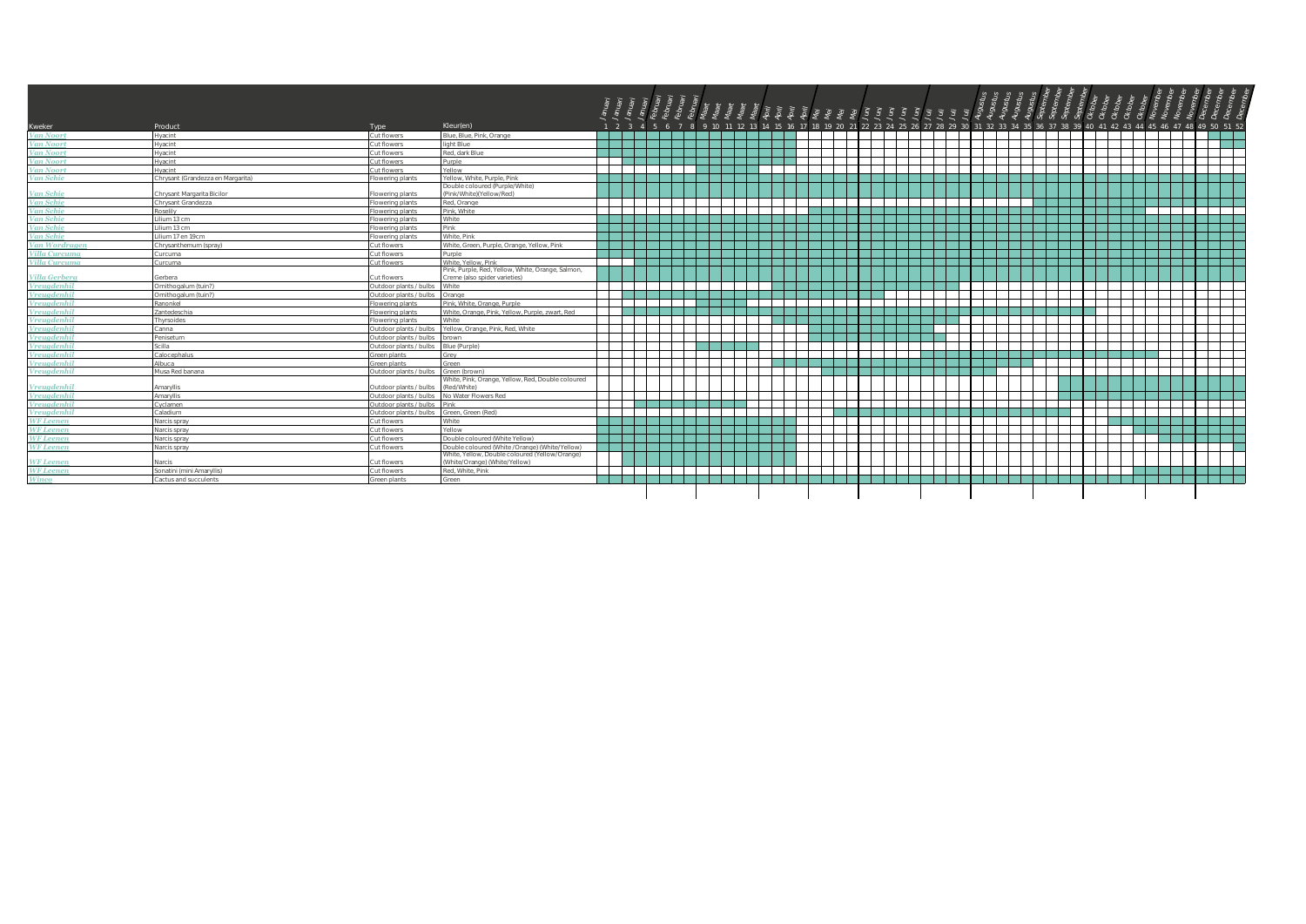| Kweker | Product | Type | Kleur(en) |
|---|---|---|---|
| Van Noort | Hyacint | Cut flowers | Blue, Blue, Pink, Orange |
| Van Noort | Hyacint | Cut flowers | light Blue |
| Van Noort | Hyacint | Cut flowers | Red, dark Blue |
| Van Noort | Hyacint | Cut flowers | Purple |
| Van Noort | Hyacint | Cut flowers | Yellow |
| Van Schie | Chrysant (Grandezza en Margarita) | Flowering plants | Yellow, White, Purple, Pink |
| Van Schie | Chrysant Margarita Bicilor | Flowering plants | Double coloured (Purple/White) (Pink/White)(Yellow/Red) |
| Van Schie | Chrysant Grandezza | Flowering plants | Red, Orange |
| Van Schie | Roselily | Flowering plants | Pink, White |
| Van Schie | Lilium 13 cm | Flowering plants | White |
| Van Schie | Lilium 13 cm | Flowering plants | Pink |
| Van Schie | Lilium 17 en 19cm | Flowering plants | White, Pink |
| Van Wordragen | Chrysanthemum (spray) | Cut flowers | White, Green, Purple, Orange, Yellow, Pink |
| Villa Curcuma | Curcuma | Cut flowers | Purple |
| Villa Curcuma | Curcuma | Cut flowers | White, Yellow, Pink |
| Villa Gerbera | Gerbera | Cut flowers | Pink, Purple, Red, Yellow, White, Orange, Salmon, Creme (also spider varieties) |
| Vreugdenhil | Ornithogalum (tuin?) | Outdoor plants / bulbs | White |
| Vreugdenhil | Ornithogalum (tuin?) | Outdoor plants / bulbs | Orange |
| Vreugdenhil | Ranonkel | Flowering plants | Pink, White, Orange, Purple |
| Vreugdenhil | Zantedeschia | Flowering plants | White, Orange, Pink, Yellow, Purple, zwart, Red |
| Vreugdenhil | Thyrsoides | Flowering plants | White |
| Vreugdenhil | Canna | Outdoor plants / bulbs | Yellow, Orange, Pink, Red, White |
| Vreugdenhil | Penisetum | Outdoor plants / bulbs | brown |
| Vreugdenhil | Scilla | Outdoor plants / bulbs | Blue (Purple) |
| Vreugdenhil | Calocephalus | Green plants | Grey |
| Vreugdenhil | Albuca | Green plants | Green |
| Vreugdenhil | Musa Red banana | Outdoor plants / bulbs | Green (brown) |
| Vreugdenhil | Amaryllis | Outdoor plants / bulbs | White, Pink, Orange, Yellow, Red, Double coloured (Red/White) |
| Vreugdenhil | Amaryllis | Outdoor plants / bulbs | No Water Flowers Red |
| Vreugdenhil | Cyclamen | Outdoor plants / bulbs | Pink |
| Vreugdenhil | Caladium | Outdoor plants / bulbs | Green, Green (Red) |
| WF Leenen | Narcis spray | Cut flowers | White |
| WF Leenen | Narcis spray | Cut flowers | Yellow |
| WF Leenen | Narcis spray | Cut flowers | Double coloured (White Yellow) |
| WF Leenen | Narcis spray | Cut flowers | Double coloured (White /Orange) (White/Yellow) |
| WF Leenen | Narcis | Cut flowers | White, Yellow, Double coloured (Yellow/Orange) (White/Orange) (White/Yellow) |
| WF Leenen | Sonatini (mini Amaryllis) | Cut flowers | Red, White, Pink |
| Wineo | Cactus and succulents | Green plants | Green |

Januari Januari Januari Januari Februari Februari Februari Februari Maart Maart Maart Maart Maart April April April April Mei Mei Mei Mei Juni Juni Juni Juni Juli Juli Juli Juli Augustus Augustus Augustus Augustus Augustus September September September September Oktober Oktober Oktober Oktober November November November November December December December December

1 2 3 4 5 6 7 8 9 10 11 12 13 14 15 16 17 18 19 20 21 22 23 24 25 26 27 28 29 30 31 32 33 34 35 36 37 38 39 40 41 42 43 44 45 46 47 48 49 50 51 52